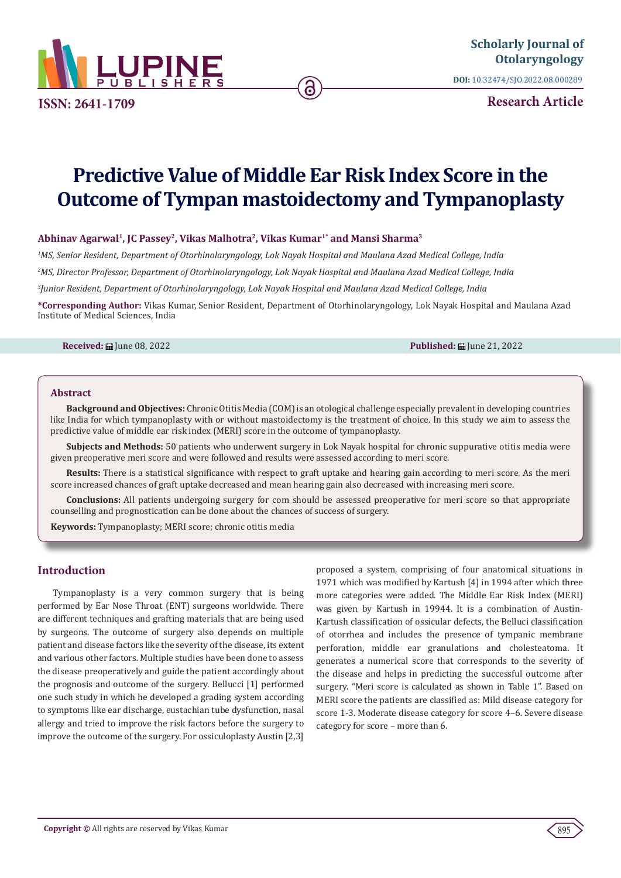Scholarly Journal of Otolaryngology

DOI: 10.32474/SJO.2022.08.000289

ISSN: 2641-1709

**Research Article**

# Predictive Value of Middle Ear Risk Index Score in the Outcome of Tympan mastoidectomy and Tympanoplasty

**Abhinav Agarwal[1], JC Passey[2], Vikas Malhotra[2], Vikas Kumar[1*] and Mansi Sharma[3]**

*[1]MS, Senior Resident, Department of Otorhinolaryngology, Lok Nayak Hospital and Maulana Azad Medical College, India*

*[2]MS, Director Professor, Department of Otorhinolaryngology, Lok Nayak Hospital and Maulana Azad Medical College, India*

*[3]Junior Resident, Department of Otorhinolaryngology, Lok Nayak Hospital and Maulana Azad Medical College, India*

**\*Corresponding Author:** Vikas Kumar, Senior Resident, Department of Otorhinolaryngology, Lok Nayak Hospital and Maulana Azad Institute of Medical Sciences, India

**Received:** June 08, 2022 **Published:** June 21, 2022

## Abstract

**Background and Objectives:** Chronic Otitis Media (COM) is an otological challenge especially prevalent in developing countries like India for which tympanoplasty with or without mastoidectomy is the treatment of choice. In this study we aim to assess the predictive value of middle ear risk index (MERI) score in the outcome of tympanoplasty.

**Subjects and Methods:** 50 patients who underwent surgery in Lok Nayak hospital for chronic suppurative otitis media were given preoperative meri score and were followed and results were assessed according to meri score.

**Results:** There is a statistical significance with respect to graft uptake and hearing gain according to meri score. As the meri score increased chances of graft uptake decreased and mean hearing gain also decreased with increasing meri score.

**Conclusions:** All patients undergoing surgery for com should be assessed preoperative for meri score so that appropriate counselling and prognostication can be done about the chances of success of surgery.

**Keywords:** Tympanoplasty; MERI score; chronic otitis media

## Introduction

Tympanoplasty is a very common surgery that is being performed by Ear Nose Throat (ENT) surgeons worldwide. There are different techniques and grafting materials that are being used by surgeons. The outcome of surgery also depends on multiple patient and disease factors like the severity of the disease, its extent and various other factors. Multiple studies have been done to assess the disease preoperatively and guide the patient accordingly about the prognosis and outcome of the surgery. Bellucci [1] performed one such study in which he developed a grading system according to symptoms like ear discharge, eustachian tube dysfunction, nasal allergy and tried to improve the risk factors before the surgery to improve the outcome of the surgery. For ossiculoplasty Austin [2,3] proposed a system, comprising of four anatomical situations in 1971 which was modified by Kartush [4] in 1994 after which three more categories were added. The Middle Ear Risk Index (MERI) was given by Kartush in 19944. It is a combination of Austin-Kartush classification of ossicular defects, the Belluci classification of otorrhea and includes the presence of tympanic membrane perforation, middle ear granulations and cholesteatoma. It generates a numerical score that corresponds to the severity of the disease and helps in predicting the successful outcome after surgery. "Meri score is calculated as shown in Table 1". Based on MERI score the patients are classified as: Mild disease category for score 1-3. Moderate disease category for score 4–6. Severe disease category for score – more than 6.

**Copyright ©** All rights are reserved by Vikas Kumar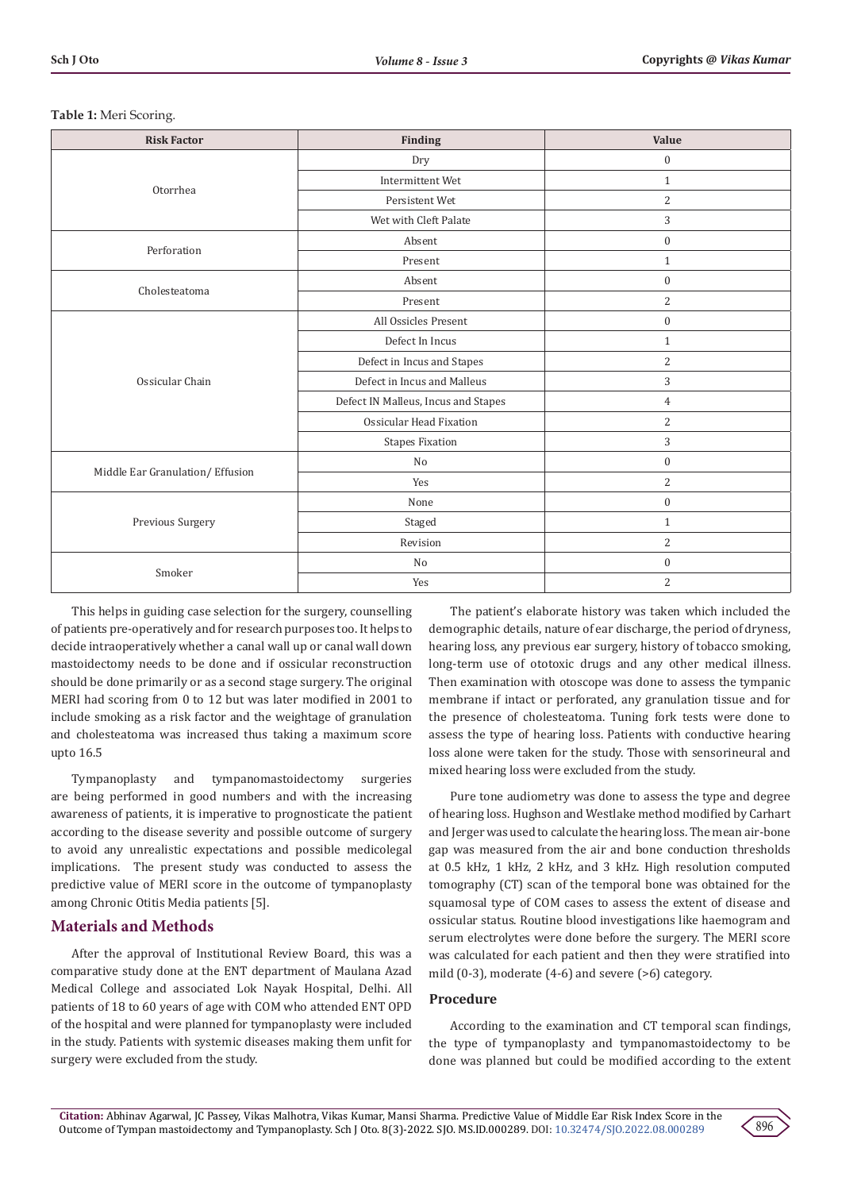**Table 1:** Meri Scoring.

| Risk Factor | Finding | Value |
|---|---|---|
| Otorrhea | Dry | 0 |
| | Intermittent Wet | 1 |
| | Persistent Wet | 2 |
| | Wet with Cleft Palate | 3 |
| Perforation | Absent | 0 |
| | Present | 1 |
| Cholesteatoma | Absent | 0 |
| | Present | 2 |
| Ossicular Chain | All Ossicles Present | 0 |
| | Defect In Incus | 1 |
| | Defect in Incus and Stapes | 2 |
| | Defect in Incus and Malleus | 3 |
| | Defect IN Malleus, Incus and Stapes | 4 |
| | Ossicular Head Fixation | 2 |
| | Stapes Fixation | 3 |
| Middle Ear Granulation/ Effusion | No | 0 |
| | Yes | 2 |
| Previous Surgery | None | 0 |
| | Staged | 1 |
| | Revision | 2 |
| Smoker | No | 0 |
| | Yes | 2 |

This helps in guiding case selection for the surgery, counselling of patients pre-operatively and for research purposes too. It helps to decide intraoperatively whether a canal wall up or canal wall down mastoidectomy needs to be done and if ossicular reconstruction should be done primarily or as a second stage surgery. The original MERI had scoring from 0 to 12 but was later modified in 2001 to include smoking as a risk factor and the weightage of granulation and cholesteatoma was increased thus taking a maximum score upto 16.5

Tympanoplasty and tympanomastoidectomy surgeries are being performed in good numbers and with the increasing awareness of patients, it is imperative to prognosticate the patient according to the disease severity and possible outcome of surgery to avoid any unrealistic expectations and possible medicolegal implications. The present study was conducted to assess the predictive value of MERI score in the outcome of tympanoplasty among Chronic Otitis Media patients [5].

## Materials and Methods

After the approval of Institutional Review Board, this was a comparative study done at the ENT department of Maulana Azad Medical College and associated Lok Nayak Hospital, Delhi. All patients of 18 to 60 years of age with COM who attended ENT OPD of the hospital and were planned for tympanoplasty were included in the study. Patients with systemic diseases making them unfit for surgery were excluded from the study.

The patient's elaborate history was taken which included the demographic details, nature of ear discharge, the period of dryness, hearing loss, any previous ear surgery, history of tobacco smoking, long-term use of ototoxic drugs and any other medical illness. Then examination with otoscope was done to assess the tympanic membrane if intact or perforated, any granulation tissue and for the presence of cholesteatoma. Tuning fork tests were done to assess the type of hearing loss. Patients with conductive hearing loss alone were taken for the study. Those with sensorineural and mixed hearing loss were excluded from the study.

Pure tone audiometry was done to assess the type and degree of hearing loss. Hughson and Westlake method modified by Carhart and Jerger was used to calculate the hearing loss. The mean air-bone gap was measured from the air and bone conduction thresholds at 0.5 kHz, 1 kHz, 2 kHz, and 3 kHz. High resolution computed tomography (CT) scan of the temporal bone was obtained for the squamosal type of COM cases to assess the extent of disease and ossicular status. Routine blood investigations like haemogram and serum electrolytes were done before the surgery. The MERI score was calculated for each patient and then they were stratified into mild (0-3), moderate (4-6) and severe (>6) category.

### Procedure

According to the examination and CT temporal scan findings, the type of tympanoplasty and tympanomastoidectomy to be done was planned but could be modified according to the extent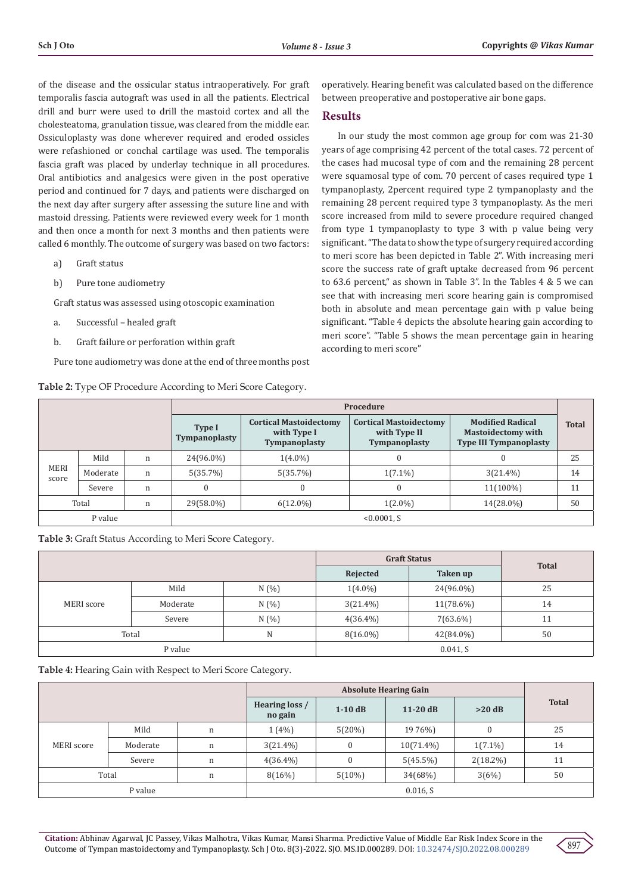of the disease and the ossicular status intraoperatively. For graft temporalis fascia autograft was used in all the patients. Electrical drill and burr were used to drill the mastoid cortex and all the cholesteatoma, granulation tissue, was cleared from the middle ear. Ossiculoplasty was done wherever required and eroded ossicles were refashioned or conchal cartilage was used. The temporalis fascia graft was placed by underlay technique in all procedures. Oral antibiotics and analgesics were given in the post operative period and continued for 7 days, and patients were discharged on the next day after surgery after assessing the suture line and with mastoid dressing. Patients were reviewed every week for 1 month and then once a month for next 3 months and then patients were called 6 monthly. The outcome of surgery was based on two factors:

a) Graft status

b) Pure tone audiometry

Graft status was assessed using otoscopic examination

a. Successful – healed graft

b. Graft failure or perforation within graft

Pure tone audiometry was done at the end of three months post operatively. Hearing benefit was calculated based on the difference between preoperative and postoperative air bone gaps.

## Results

In our study the most common age group for com was 21-30 years of age comprising 42 percent of the total cases. 72 percent of the cases had mucosal type of com and the remaining 28 percent were squamosal type of com. 70 percent of cases required type 1 tympanoplasty, 2percent required type 2 tympanoplasty and the remaining 28 percent required type 3 tympanoplasty. As the meri score increased from mild to severe procedure required changed from type 1 tympanoplasty to type 3 with p value being very significant. "The data to show the type of surgery required according to meri score has been depicted in Table 2". With increasing meri score the success rate of graft uptake decreased from 96 percent to 63.6 percent," as shown in Table 3". In the Tables 4 & 5 we can see that with increasing meri score hearing gain is compromised both in absolute and mean percentage gain with p value being significant. "Table 4 depicts the absolute hearing gain according to meri score". "Table 5 shows the mean percentage gain in hearing according to meri score"

**Table 2:** Type OF Procedure According to Meri Score Category.

| | | | Procedure | | | | |
|---|---|---|---|---|---|---|---|
| | | | Type I Tympanoplasty | Cortical Mastoidectomy with Type I Tympanoplasty | Cortical Mastoidectomy with Type II Tympanoplasty | Modified Radical Mastoidectomy with Type III Tympanoplasty | Total |
| MERI score | Mild | n | 24(96.0%) | 1(4.0%) | 0 | 0 | 25 |
| | Moderate | n | 5(35.7%) | 5(35.7%) | 1(7.1%) | 3(21.4%) | 14 |
| | Severe | n | 0 | 0 | 0 | 11(100%) | 11 |
| Total | | n | 29(58.0%) | 6(12.0%) | 1(2.0%) | 14(28.0%) | 50 |
| P value | | | <0.0001, S | | | | |

**Table 3:** Graft Status According to Meri Score Category.

| | | | Graft Status | | Total |
|---|---|---|---|---|---|
| | | | Rejected | Taken up | |
| MERI score | Mild | N (%) | 1(4.0%) | 24(96.0%) | 25 |
| | Moderate | N (%) | 3(21.4%) | 11(78.6%) | 14 |
| | Severe | N (%) | 4(36.4%) | 7(63.6%) | 11 |
| Total | | N | 8(16.0%) | 42(84.0%) | 50 |
| P value | | | 0.041, S | | |

**Table 4:** Hearing Gain with Respect to Meri Score Category.

| | | | Absolute Hearing Gain | | | | Total |
|---|---|---|---|---|---|---|---|
| | | | Hearing loss / no gain | 1-10 dB | 11-20 dB | >20 dB | |
| MERI score | Mild | n | 1 (4%) | 5(20%) | 19 76%) | 0 | 25 |
| | Moderate | n | 3(21.4%) | 0 | 10(71.4%) | 1(7.1%) | 14 |
| | Severe | n | 4(36.4%) | 0 | 5(45.5%) | 2(18.2%) | 11 |
| Total | | n | 8(16%) | 5(10%) | 34(68%) | 3(6%) | 50 |
| P value | | | 0.016, S | | | | |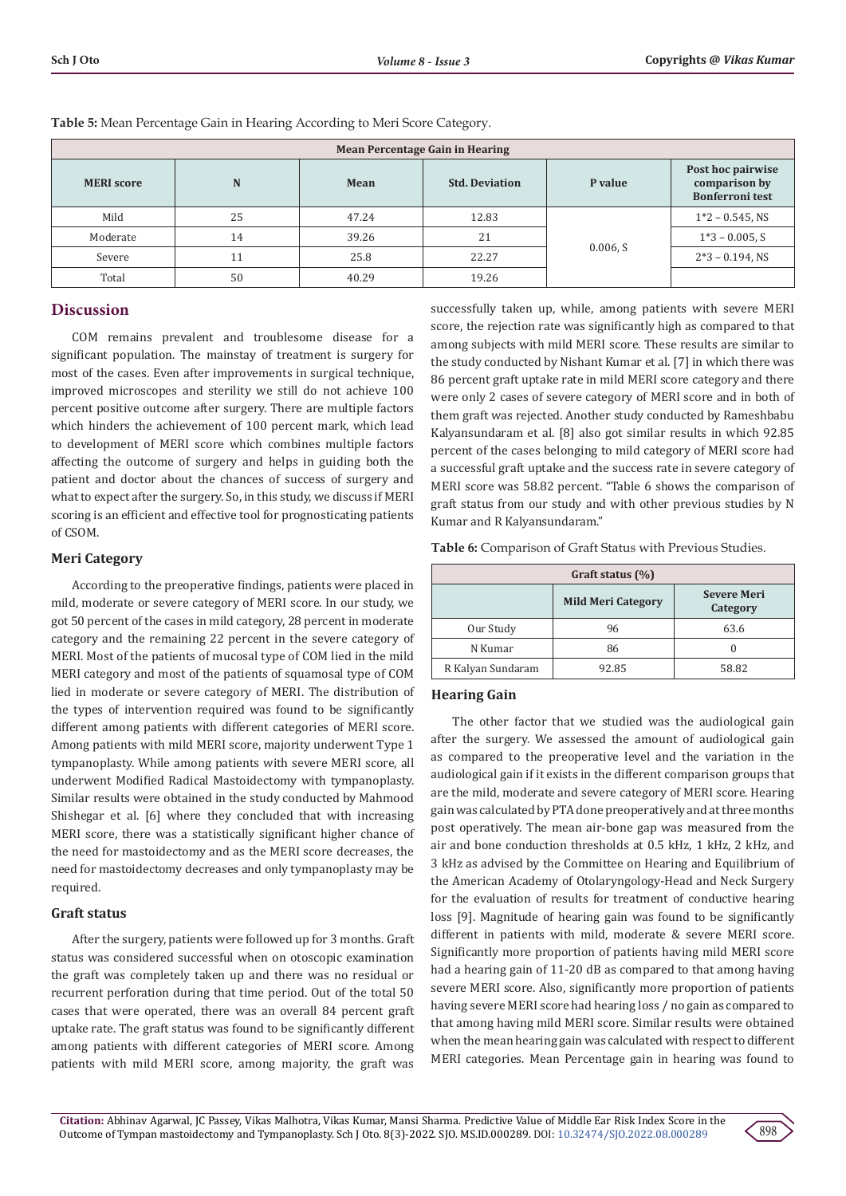**Table 5:** Mean Percentage Gain in Hearing According to Meri Score Category.

| Mean Percentage Gain in Hearing | | | | | |
|---|---|---|---|---|---|
| MERI score | N | Mean | Std. Deviation | P value | Post hoc pairwise comparison by Bonferroni test |
| Mild | 25 | 47.24 | 12.83 | 0.006, S | 1*2 – 0.545, NS |
| Moderate | 14 | 39.26 | 21 | | 1*3 – 0.005, S |
| Severe | 11 | 25.8 | 22.27 | | 2*3 – 0.194, NS |
| Total | 50 | 40.29 | 19.26 | | |

## Discussion

COM remains prevalent and troublesome disease for a significant population. The mainstay of treatment is surgery for most of the cases. Even after improvements in surgical technique, improved microscopes and sterility we still do not achieve 100 percent positive outcome after surgery. There are multiple factors which hinders the achievement of 100 percent mark, which lead to development of MERI score which combines multiple factors affecting the outcome of surgery and helps in guiding both the patient and doctor about the chances of success of surgery and what to expect after the surgery. So, in this study, we discuss if MERI scoring is an efficient and effective tool for prognosticating patients of CSOM.

### Meri Category

According to the preoperative findings, patients were placed in mild, moderate or severe category of MERI score. In our study, we got 50 percent of the cases in mild category, 28 percent in moderate category and the remaining 22 percent in the severe category of MERI. Most of the patients of mucosal type of COM lied in the mild MERI category and most of the patients of squamosal type of COM lied in moderate or severe category of MERI. The distribution of the types of intervention required was found to be significantly different among patients with different categories of MERI score. Among patients with mild MERI score, majority underwent Type 1 tympanoplasty. While among patients with severe MERI score, all underwent Modified Radical Mastoidectomy with tympanoplasty. Similar results were obtained in the study conducted by Mahmood Shishegar et al. [6] where they concluded that with increasing MERI score, there was a statistically significant higher chance of the need for mastoidectomy and as the MERI score decreases, the need for mastoidectomy decreases and only tympanoplasty may be required.

### Graft status

After the surgery, patients were followed up for 3 months. Graft status was considered successful when on otoscopic examination the graft was completely taken up and there was no residual or recurrent perforation during that time period. Out of the total 50 cases that were operated, there was an overall 84 percent graft uptake rate. The graft status was found to be significantly different among patients with different categories of MERI score. Among patients with mild MERI score, among majority, the graft was successfully taken up, while, among patients with severe MERI score, the rejection rate was significantly high as compared to that among subjects with mild MERI score. These results are similar to the study conducted by Nishant Kumar et al. [7] in which there was 86 percent graft uptake rate in mild MERI score category and there were only 2 cases of severe category of MERI score and in both of them graft was rejected. Another study conducted by Rameshbabu Kalyansundaram et al. [8] also got similar results in which 92.85 percent of the cases belonging to mild category of MERI score had a successful graft uptake and the success rate in severe category of MERI score was 58.82 percent. "Table 6 shows the comparison of graft status from our study and with other previous studies by N Kumar and R Kalyansundaram."

**Table 6:** Comparison of Graft Status with Previous Studies.

| Graft status (%) | | |
|---|---|---|
| | Mild Meri Category | Severe Meri Category |
| Our Study | 96 | 63.6 |
| N Kumar | 86 | 0 |
| R Kalyan Sundaram | 92.85 | 58.82 |

### Hearing Gain

The other factor that we studied was the audiological gain after the surgery. We assessed the amount of audiological gain as compared to the preoperative level and the variation in the audiological gain if it exists in the different comparison groups that are the mild, moderate and severe category of MERI score. Hearing gain was calculated by PTA done preoperatively and at three months post operatively. The mean air-bone gap was measured from the air and bone conduction thresholds at 0.5 kHz, 1 kHz, 2 kHz, and 3 kHz as advised by the Committee on Hearing and Equilibrium of the American Academy of Otolaryngology-Head and Neck Surgery for the evaluation of results for treatment of conductive hearing loss [9]. Magnitude of hearing gain was found to be significantly different in patients with mild, moderate & severe MERI score. Significantly more proportion of patients having mild MERI score had a hearing gain of 11-20 dB as compared to that among having severe MERI score. Also, significantly more proportion of patients having severe MERI score had hearing loss / no gain as compared to that among having mild MERI score. Similar results were obtained when the mean hearing gain was calculated with respect to different MERI categories. Mean Percentage gain in hearing was found to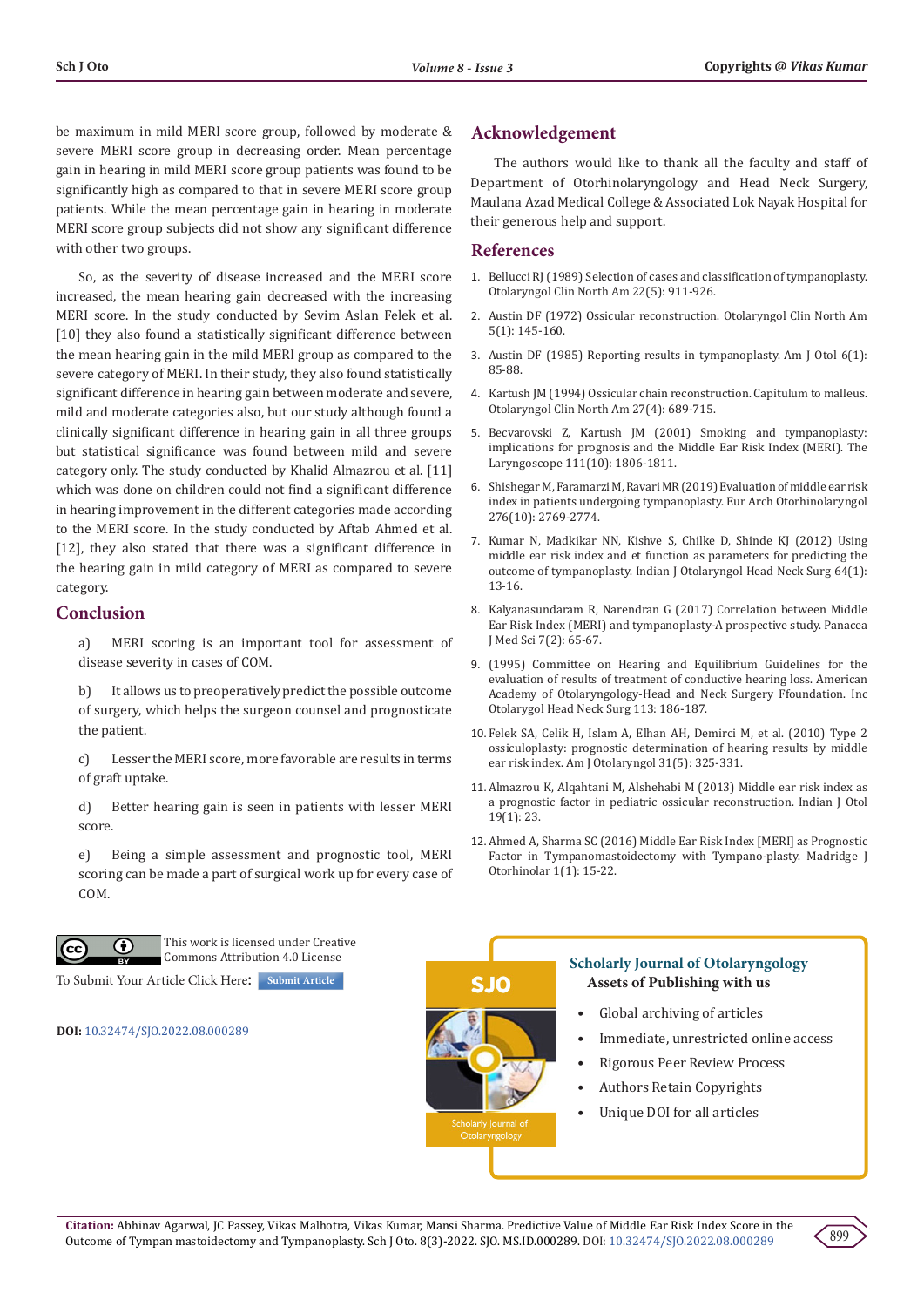be maximum in mild MERI score group, followed by moderate & severe MERI score group in decreasing order. Mean percentage gain in hearing in mild MERI score group patients was found to be significantly high as compared to that in severe MERI score group patients. While the mean percentage gain in hearing in moderate MERI score group subjects did not show any significant difference with other two groups.

So, as the severity of disease increased and the MERI score increased, the mean hearing gain decreased with the increasing MERI score. In the study conducted by Sevim Aslan Felek et al. [10] they also found a statistically significant difference between the mean hearing gain in the mild MERI group as compared to the severe category of MERI. In their study, they also found statistically significant difference in hearing gain between moderate and severe, mild and moderate categories also, but our study although found a clinically significant difference in hearing gain in all three groups but statistical significance was found between mild and severe category only. The study conducted by Khalid Almazrou et al. [11] which was done on children could not find a significant difference in hearing improvement in the different categories made according to the MERI score. In the study conducted by Aftab Ahmed et al. [12], they also stated that there was a significant difference in the hearing gain in mild category of MERI as compared to severe category.

## Conclusion

a) MERI scoring is an important tool for assessment of disease severity in cases of COM.

b) It allows us to preoperatively predict the possible outcome of surgery, which helps the surgeon counsel and prognosticate the patient.

c) Lesser the MERI score, more favorable are results in terms of graft uptake.

d) Better hearing gain is seen in patients with lesser MERI score.

e) Being a simple assessment and prognostic tool, MERI scoring can be made a part of surgical work up for every case of COM.

## Acknowledgement

The authors would like to thank all the faculty and staff of Department of Otorhinolaryngology and Head Neck Surgery, Maulana Azad Medical College & Associated Lok Nayak Hospital for their generous help and support.

## References

1. Bellucci RJ (1989) Selection of cases and classification of tympanoplasty. Otolaryngol Clin North Am 22(5): 911-926.
2. Austin DF (1972) Ossicular reconstruction. Otolaryngol Clin North Am 5(1): 145-160.
3. Austin DF (1985) Reporting results in tympanoplasty. Am J Otol 6(1): 85-88.
4. Kartush JM (1994) Ossicular chain reconstruction. Capitulum to malleus. Otolaryngol Clin North Am 27(4): 689-715.
5. Becvarovski Z, Kartush JM (2001) Smoking and tympanoplasty: implications for prognosis and the Middle Ear Risk Index (MERI). The Laryngoscope 111(10): 1806-1811.
6. Shishegar M, Faramarzi M, Ravari MR (2019) Evaluation of middle ear risk index in patients undergoing tympanoplasty. Eur Arch Otorhinolaryngol 276(10): 2769-2774.
7. Kumar N, Madkikar NN, Kishve S, Chilke D, Shinde KJ (2012) Using middle ear risk index and et function as parameters for predicting the outcome of tympanoplasty. Indian J Otolaryngol Head Neck Surg 64(1): 13-16.
8. Kalyanasundaram R, Narendran G (2017) Correlation between Middle Ear Risk Index (MERI) and tympanoplasty-A prospective study. Panacea J Med Sci 7(2): 65-67.
9. (1995) Committee on Hearing and Equilibrium Guidelines for the evaluation of results of treatment of conductive hearing loss. American Academy of Otolaryngology-Head and Neck Surgery Ffoundation. Inc Otolaryngol Head Neck Surg 113: 186-187.
10. Felek SA, Celik H, Islam A, Elhan AH, Demirci M, et al. (2010) Type 2 ossiculoplasty: prognostic determination of hearing results by middle ear risk index. Am J Otolaryngol 31(5): 325-331.
11. Almazrou K, Alqahtani M, Alshehabi M (2013) Middle ear risk index as a prognostic factor in pediatric ossicular reconstruction. Indian J Otol 19(1): 23.
12. Ahmed A, Sharma SC (2016) Middle Ear Risk Index [MERI] as Prognostic Factor in Tympanomastoidectomy with Tympano-plasty. Madridge J Otorhinolar 1(1): 15-22.

This work is licensed under Creative Commons Attribution 4.0 License

To Submit Your Article Click Here: Submit Article

**DOI:** 10.32474/SJO.2022.08.000289

**Scholarly Journal of Otolaryngology**
**Assets of Publishing with us**

- Global archiving of articles
- Immediate, unrestricted online access
- Rigorous Peer Review Process
- Authors Retain Copyrights
- Unique DOI for all articles

**Citation:** Abhinav Agarwal, JC Passey, Vikas Malhotra, Vikas Kumar, Mansi Sharma. Predictive Value of Middle Ear Risk Index Score in the Outcome of Tympan mastoidectomy and Tympanoplasty. Sch J Oto. 8(3)-2022. SJO. MS.ID.000289. DOI: 10.32474/SJO.2022.08.000289